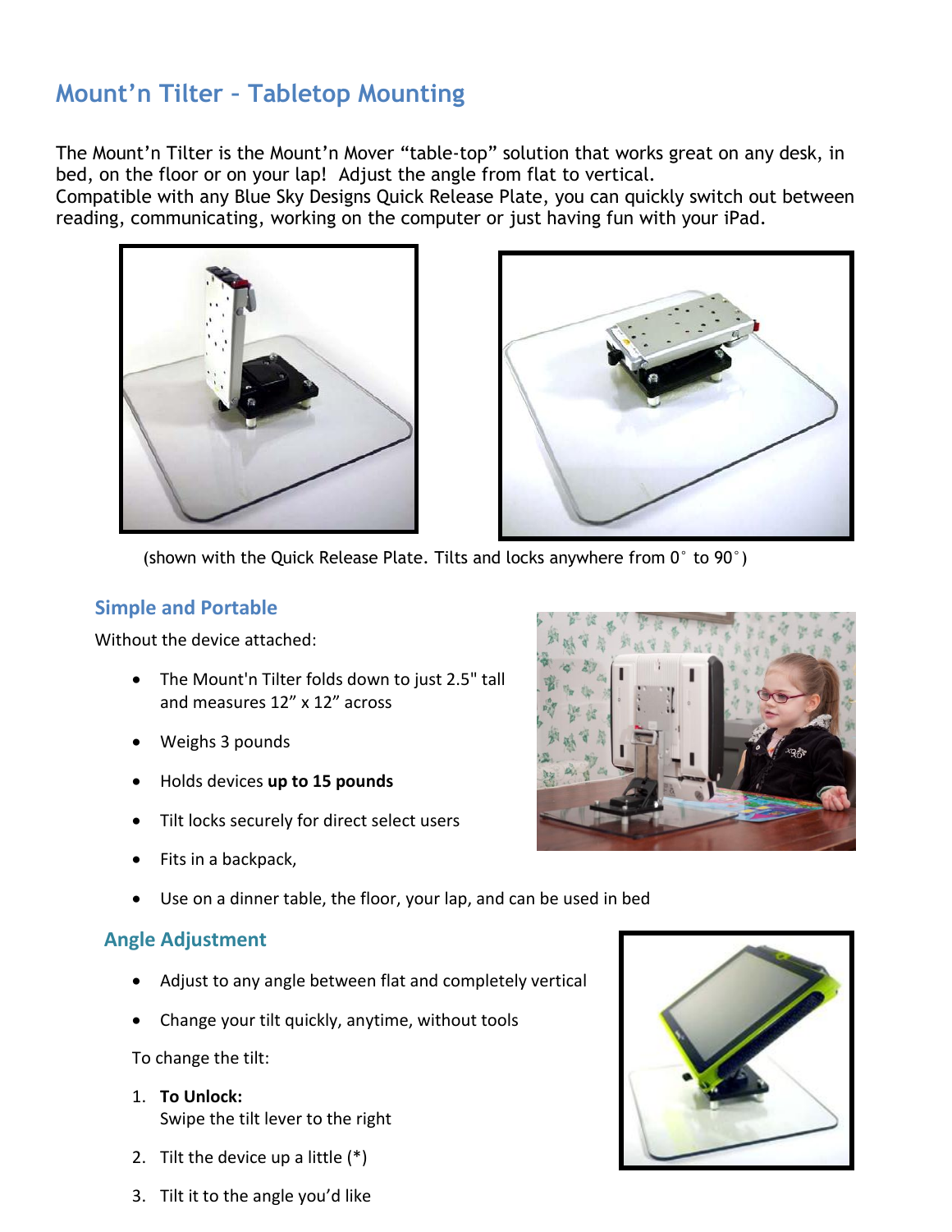# Mount'n Tilter – Tabletop Mounting

The Mount'n Tilter is the Mount'n Mover "table-top" solution that works great on any desk, in bed, on the floor or on your lap! Adjust the angle from flat to vertical.
Compatible with any Blue Sky Designs Quick Release Plate, you can quickly switch out between reading, communicating, working on the computer or just having fun with your iPad.

(shown with the Quick Release Plate. Tilts and locks anywhere from 0° to 90°)

## Simple and Portable

Without the device attached:

- The Mount'n Tilter folds down to just 2.5" tall and measures 12" x 12" across
- Weighs 3 pounds
- Holds devices **up to 15 pounds**
- Tilt locks securely for direct select users
- Fits in a backpack,
- Use on a dinner table, the floor, your lap, and can be used in bed

## Angle Adjustment

- Adjust to any angle between flat and completely vertical
- Change your tilt quickly, anytime, without tools

To change the tilt:

1. **To Unlock:**
   Swipe the tilt lever to the right
2. Tilt the device up a little (*)
3. Tilt it to the angle you'd like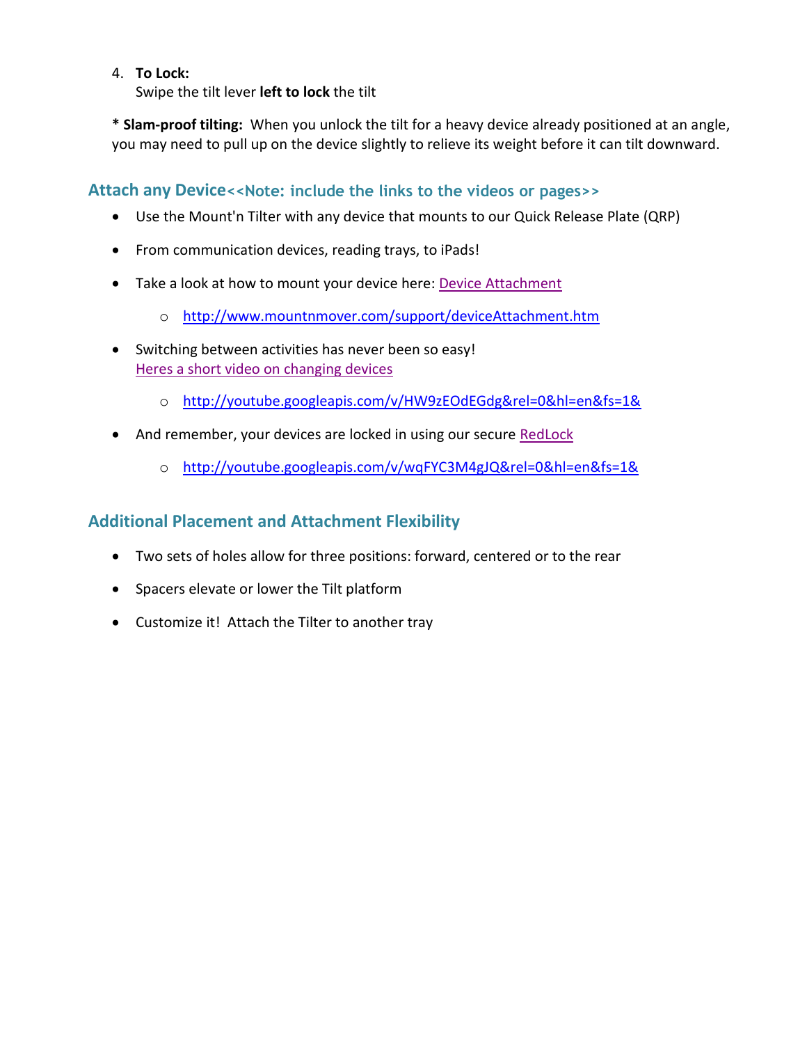4. **To Lock:**
   Swipe the tilt lever **left to lock** the tilt

**\* Slam-proof tilting:** When you unlock the tilt for a heavy device already positioned at an angle, you may need to pull up on the device slightly to relieve its weight before it can tilt downward.

## Attach any Device<<Note: include the links to the videos or pages>>

- Use the Mount'n Tilter with any device that mounts to our Quick Release Plate (QRP)
- From communication devices, reading trays, to iPads!
- Take a look at how to mount your device here: Device Attachment
  - http://www.mountnmover.com/support/deviceAttachment.htm
- Switching between activities has never been so easy!
  Heres a short video on changing devices
  - http://youtube.googleapis.com/v/HW9zEOdEGdg&rel=0&hl=en&fs=1&
- And remember, your devices are locked in using our secure RedLock
  - http://youtube.googleapis.com/v/wqFYC3M4gJQ&rel=0&hl=en&fs=1&

## Additional Placement and Attachment Flexibility

- Two sets of holes allow for three positions: forward, centered or to the rear
- Spacers elevate or lower the Tilt platform
- Customize it! Attach the Tilter to another tray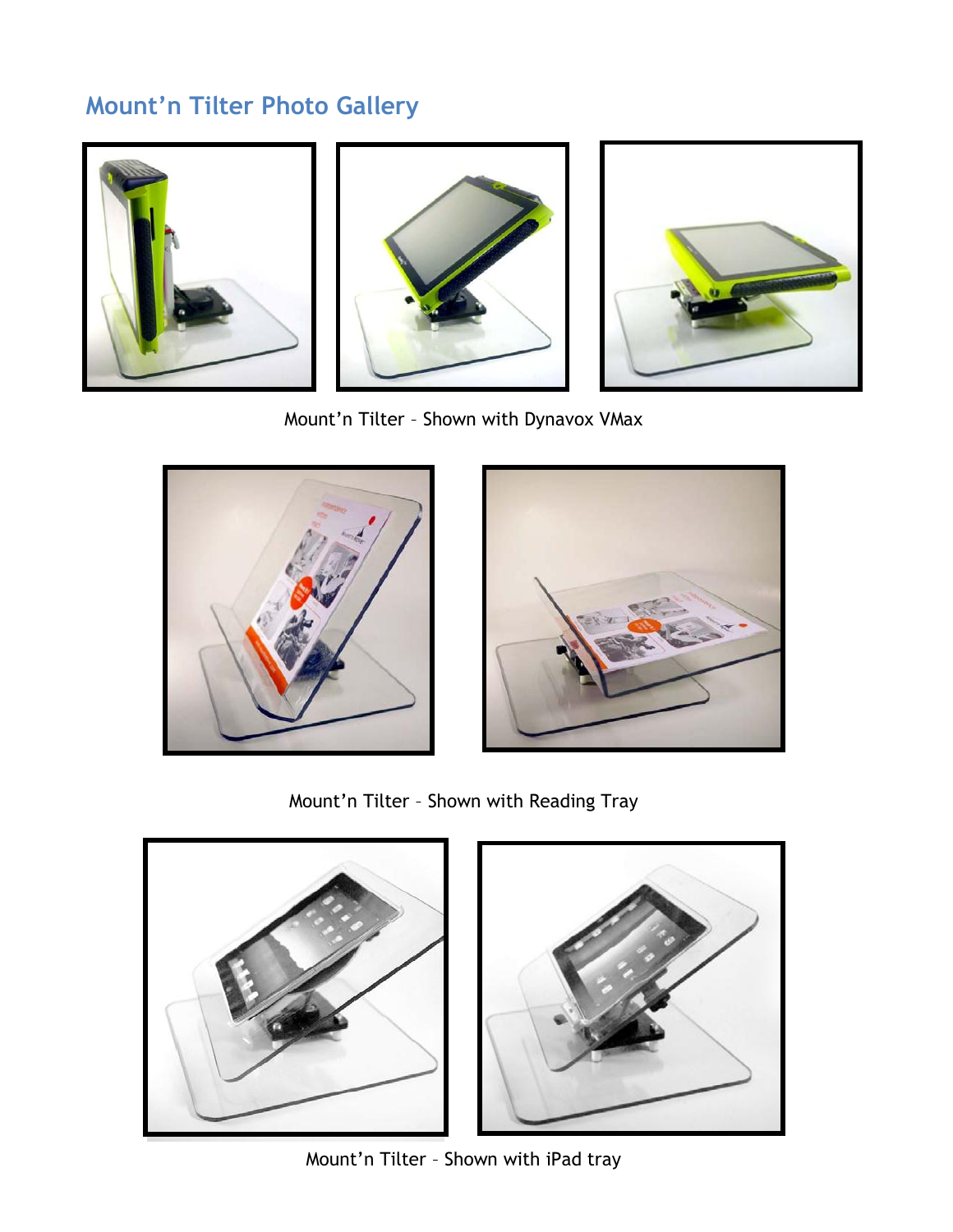## Mount'n Tilter Photo Gallery

Mount'n Tilter – Shown with Dynavox VMax

Mount'n Tilter – Shown with Reading Tray

Mount'n Tilter – Shown with iPad tray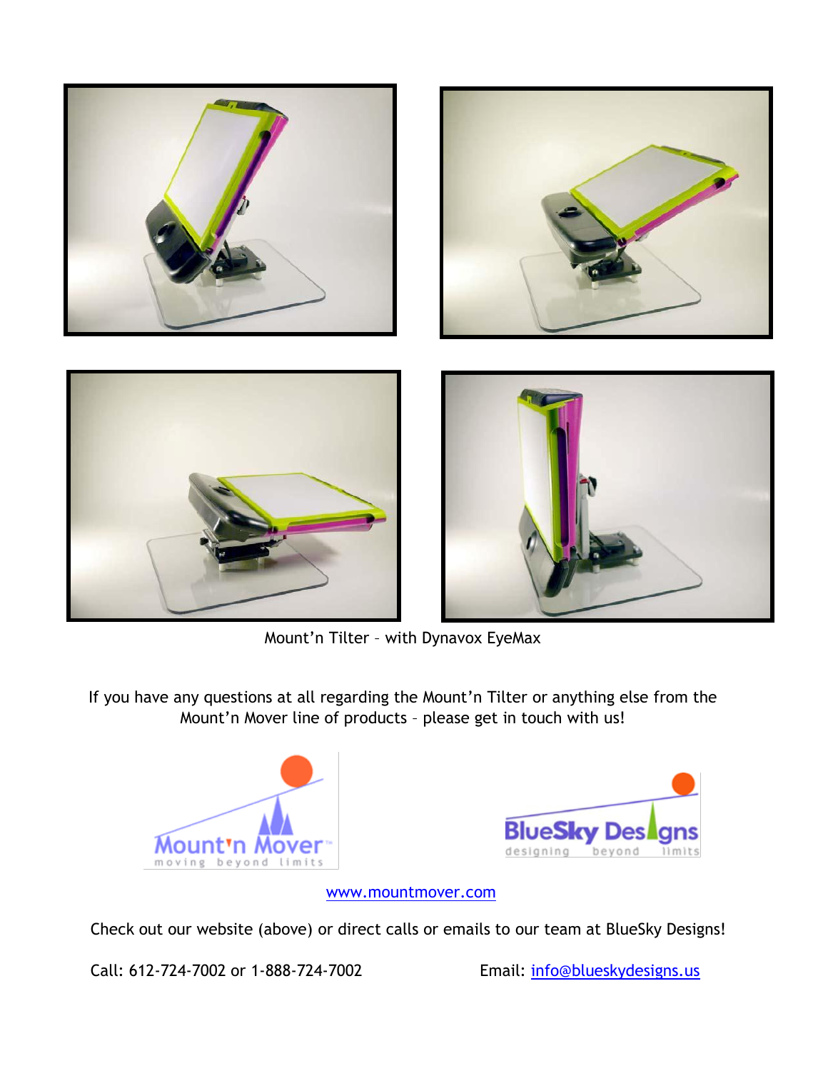Mount'n Tilter – with Dynavox EyeMax

If you have any questions at all regarding the Mount'n Tilter or anything else from the Mount'n Mover line of products – please get in touch with us!

[www.mountmover.com](http://www.mountmover.com)

Check out our website (above) or direct calls or emails to our team at BlueSky Designs!

Call: 612-724-7002 or 1-888-724-7002

Email: [info@blueskydesigns.us](mailto:info@blueskydesigns.us)